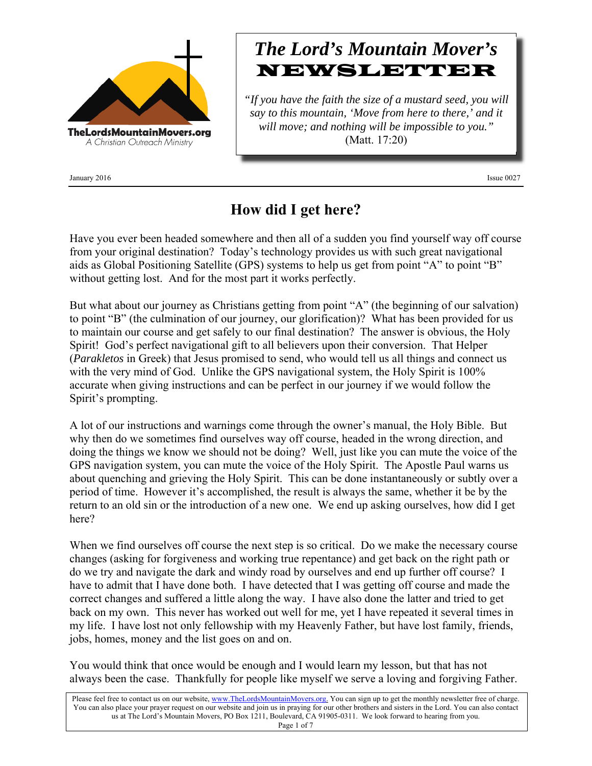TheLordsMountainMovers.org
A Christian Outreach Ministry

# *The Lord's Mountain Mover's* NEWSLETTER

*"If you have the faith the size of a mustard seed, you will say to this mountain, 'Move from here to there,' and it will move; and nothing will be impossible to you."* (Matt. 17:20)

January 2016 — Issue 0027

## How did I get here?

Have you ever been headed somewhere and then all of a sudden you find yourself way off course from your original destination? Today's technology provides us with such great navigational aids as Global Positioning Satellite (GPS) systems to help us get from point "A" to point "B" without getting lost. And for the most part it works perfectly.

But what about our journey as Christians getting from point "A" (the beginning of our salvation) to point "B" (the culmination of our journey, our glorification)? What has been provided for us to maintain our course and get safely to our final destination? The answer is obvious, the Holy Spirit! God's perfect navigational gift to all believers upon their conversion. That Helper (*Parakletos* in Greek) that Jesus promised to send, who would tell us all things and connect us with the very mind of God. Unlike the GPS navigational system, the Holy Spirit is 100% accurate when giving instructions and can be perfect in our journey if we would follow the Spirit's prompting.

A lot of our instructions and warnings come through the owner's manual, the Holy Bible. But why then do we sometimes find ourselves way off course, headed in the wrong direction, and doing the things we know we should not be doing? Well, just like you can mute the voice of the GPS navigation system, you can mute the voice of the Holy Spirit. The Apostle Paul warns us about quenching and grieving the Holy Spirit. This can be done instantaneously or subtly over a period of time. However it's accomplished, the result is always the same, whether it be by the return to an old sin or the introduction of a new one. We end up asking ourselves, how did I get here?

When we find ourselves off course the next step is so critical. Do we make the necessary course changes (asking for forgiveness and working true repentance) and get back on the right path or do we try and navigate the dark and windy road by ourselves and end up further off course? I have to admit that I have done both. I have detected that I was getting off course and made the correct changes and suffered a little along the way. I have also done the latter and tried to get back on my own. This never has worked out well for me, yet I have repeated it several times in my life. I have lost not only fellowship with my Heavenly Father, but have lost family, friends, jobs, homes, money and the list goes on and on.

You would think that once would be enough and I would learn my lesson, but that has not always been the case. Thankfully for people like myself we serve a loving and forgiving Father.

Please feel free to contact us on our website, www.TheLordsMountainMovers.org. You can sign up to get the monthly newsletter free of charge. You can also place your prayer request on our website and join us in praying for our other brothers and sisters in the Lord. You can also contact us at The Lord's Mountain Movers, PO Box 1211, Boulevard, CA 91905-0311. We look forward to hearing from you.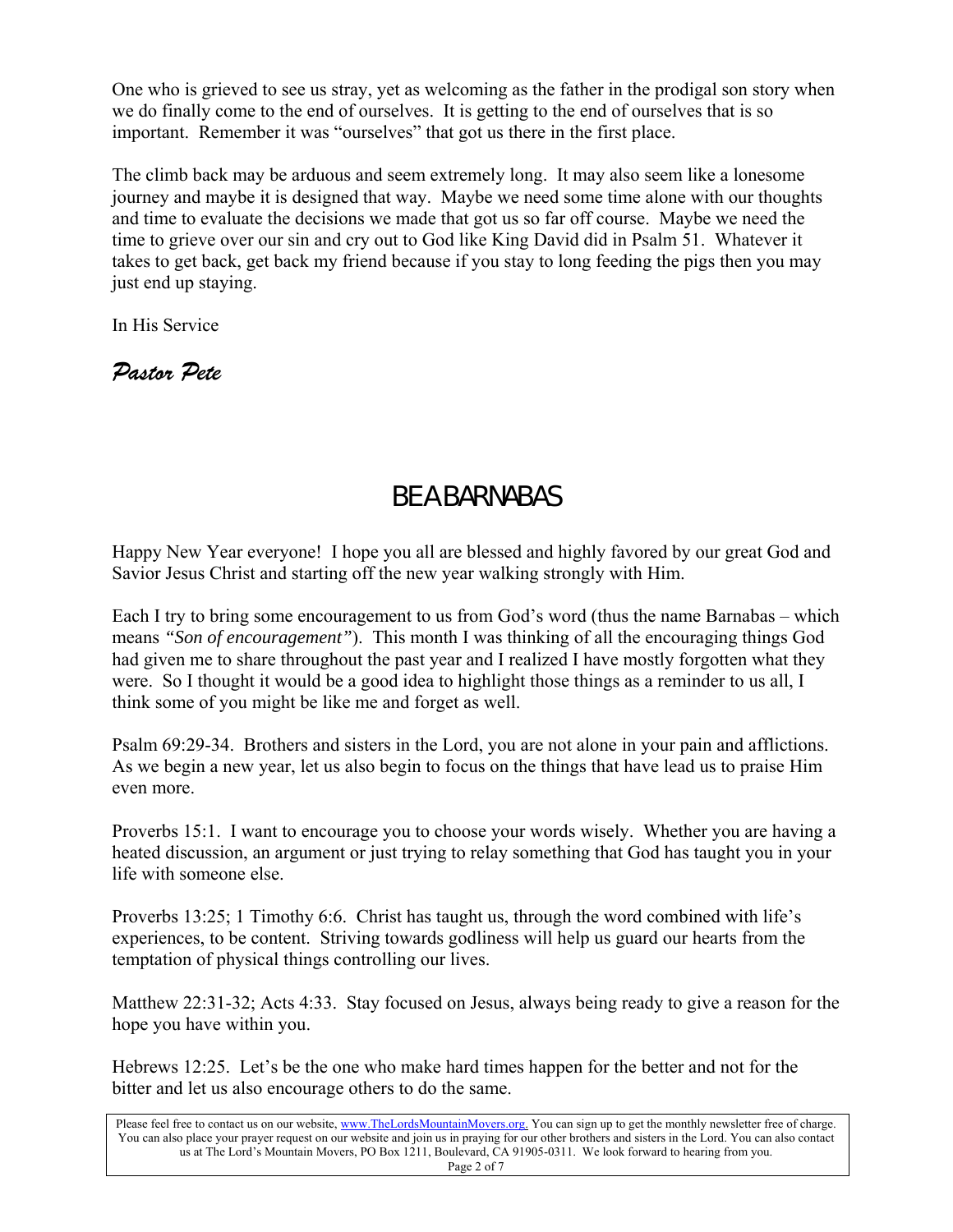One who is grieved to see us stray, yet as welcoming as the father in the prodigal son story when we do finally come to the end of ourselves. It is getting to the end of ourselves that is so important. Remember it was "ourselves" that got us there in the first place.

The climb back may be arduous and seem extremely long. It may also seem like a lonesome journey and maybe it is designed that way. Maybe we need some time alone with our thoughts and time to evaluate the decisions we made that got us so far off course. Maybe we need the time to grieve over our sin and cry out to God like King David did in Psalm 51. Whatever it takes to get back, get back my friend because if you stay to long feeding the pigs then you may just end up staying.

In His Service

*Pastor Pete*

# BE A BARNABAS

Happy New Year everyone! I hope you all are blessed and highly favored by our great God and Savior Jesus Christ and starting off the new year walking strongly with Him.

Each I try to bring some encouragement to us from God's word (thus the name Barnabas – which means *"Son of encouragement"*). This month I was thinking of all the encouraging things God had given me to share throughout the past year and I realized I have mostly forgotten what they were. So I thought it would be a good idea to highlight those things as a reminder to us all, I think some of you might be like me and forget as well.

Psalm 69:29-34. Brothers and sisters in the Lord, you are not alone in your pain and afflictions. As we begin a new year, let us also begin to focus on the things that have lead us to praise Him even more.

Proverbs 15:1. I want to encourage you to choose your words wisely. Whether you are having a heated discussion, an argument or just trying to relay something that God has taught you in your life with someone else.

Proverbs 13:25; 1 Timothy 6:6. Christ has taught us, through the word combined with life's experiences, to be content. Striving towards godliness will help us guard our hearts from the temptation of physical things controlling our lives.

Matthew 22:31-32; Acts 4:33. Stay focused on Jesus, always being ready to give a reason for the hope you have within you.

Hebrews 12:25. Let's be the one who make hard times happen for the better and not for the bitter and let us also encourage others to do the same.

Please feel free to contact us on our website, www.TheLordsMountainMovers.org. You can sign up to get the monthly newsletter free of charge. You can also place your prayer request on our website and join us in praying for our other brothers and sisters in the Lord. You can also contact us at The Lord's Mountain Movers, PO Box 1211, Boulevard, CA 91905-0311. We look forward to hearing from you.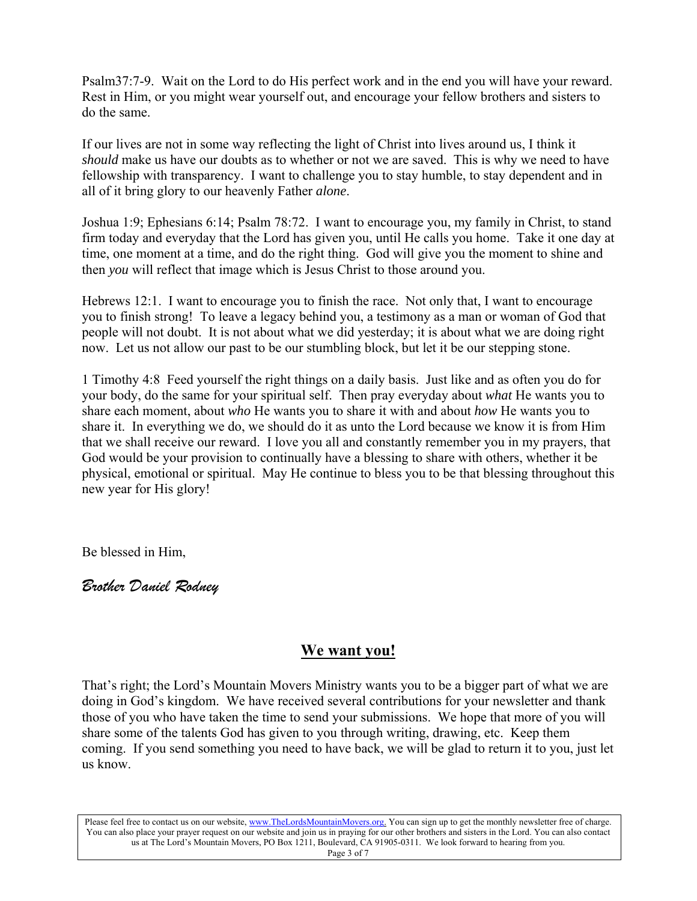Psalm37:7-9. Wait on the Lord to do His perfect work and in the end you will have your reward. Rest in Him, or you might wear yourself out, and encourage your fellow brothers and sisters to do the same.

If our lives are not in some way reflecting the light of Christ into lives around us, I think it *should* make us have our doubts as to whether or not we are saved. This is why we need to have fellowship with transparency. I want to challenge you to stay humble, to stay dependent and in all of it bring glory to our heavenly Father *alone*.

Joshua 1:9; Ephesians 6:14; Psalm 78:72. I want to encourage you, my family in Christ, to stand firm today and everyday that the Lord has given you, until He calls you home. Take it one day at time, one moment at a time, and do the right thing. God will give you the moment to shine and then *you* will reflect that image which is Jesus Christ to those around you.

Hebrews 12:1. I want to encourage you to finish the race. Not only that, I want to encourage you to finish strong! To leave a legacy behind you, a testimony as a man or woman of God that people will not doubt. It is not about what we did yesterday; it is about what we are doing right now. Let us not allow our past to be our stumbling block, but let it be our stepping stone.

1 Timothy 4:8 Feed yourself the right things on a daily basis. Just like and as often you do for your body, do the same for your spiritual self. Then pray everyday about *what* He wants you to share each moment, about *who* He wants you to share it with and about *how* He wants you to share it. In everything we do, we should do it as unto the Lord because we know it is from Him that we shall receive our reward. I love you all and constantly remember you in my prayers, that God would be your provision to continually have a blessing to share with others, whether it be physical, emotional or spiritual. May He continue to bless you to be that blessing throughout this new year for His glory!

Be blessed in Him,

*Brother Daniel Rodney*

## We want you!

That's right; the Lord's Mountain Movers Ministry wants you to be a bigger part of what we are doing in God's kingdom. We have received several contributions for your newsletter and thank those of you who have taken the time to send your submissions. We hope that more of you will share some of the talents God has given to you through writing, drawing, etc. Keep them coming. If you send something you need to have back, we will be glad to return it to you, just let us know.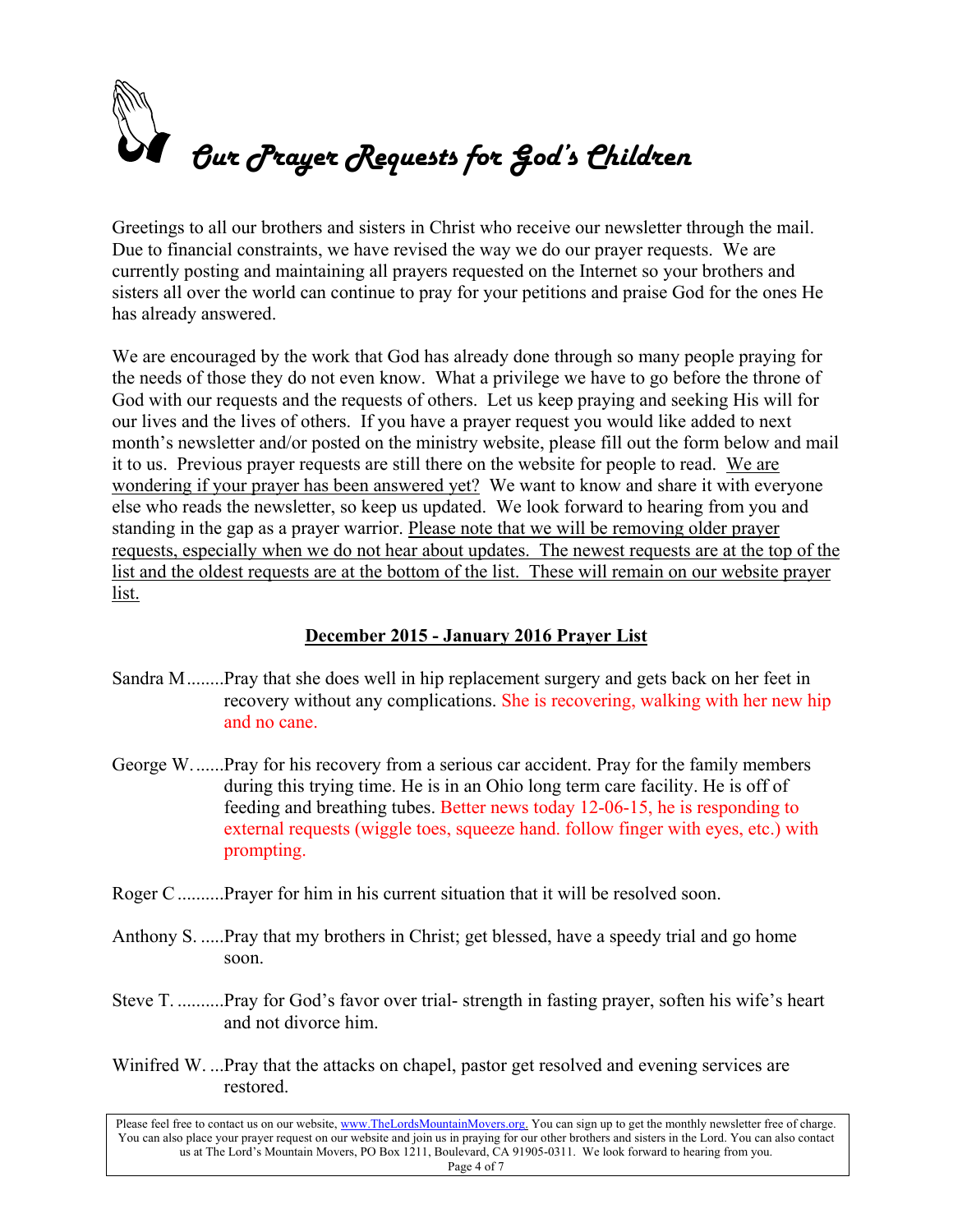# *Our Prayer Requests for God's Children*

Greetings to all our brothers and sisters in Christ who receive our newsletter through the mail. Due to financial constraints, we have revised the way we do our prayer requests. We are currently posting and maintaining all prayers requested on the Internet so your brothers and sisters all over the world can continue to pray for your petitions and praise God for the ones He has already answered.

We are encouraged by the work that God has already done through so many people praying for the needs of those they do not even know. What a privilege we have to go before the throne of God with our requests and the requests of others. Let us keep praying and seeking His will for our lives and the lives of others. If you have a prayer request you would like added to next month's newsletter and/or posted on the ministry website, please fill out the form below and mail it to us. Previous prayer requests are still there on the website for people to read. <u>We are wondering if your prayer has been answered yet?</u> We want to know and share it with everyone else who reads the newsletter, so keep us updated. We look forward to hearing from you and standing in the gap as a prayer warrior. <u>Please note that we will be removing older prayer requests, especially when we do not hear about updates. The newest requests are at the top of the list and the oldest requests are at the bottom of the list. These will remain on our website prayer list.</u>

## December 2015 - January 2016 Prayer List

Sandra M........Pray that she does well in hip replacement surgery and gets back on her feet in recovery without any complications. She is recovering, walking with her new hip and no cane.

George W.......Pray for his recovery from a serious car accident. Pray for the family members during this trying time. He is in an Ohio long term care facility. He is off of feeding and breathing tubes. Better news today 12-06-15, he is responding to external requests (wiggle toes, squeeze hand. follow finger with eyes, etc.) with prompting.

Roger C..........Prayer for him in his current situation that it will be resolved soon.

Anthony S. .....Pray that my brothers in Christ; get blessed, have a speedy trial and go home soon.

Steve T. ..........Pray for God's favor over trial- strength in fasting prayer, soften his wife's heart and not divorce him.

Winifred W. ...Pray that the attacks on chapel, pastor get resolved and evening services are restored.

Please feel free to contact us on our website, www.TheLordsMountainMovers.org. You can sign up to get the monthly newsletter free of charge. You can also place your prayer request on our website and join us in praying for our other brothers and sisters in the Lord. You can also contact us at The Lord's Mountain Movers, PO Box 1211, Boulevard, CA 91905-0311. We look forward to hearing from you.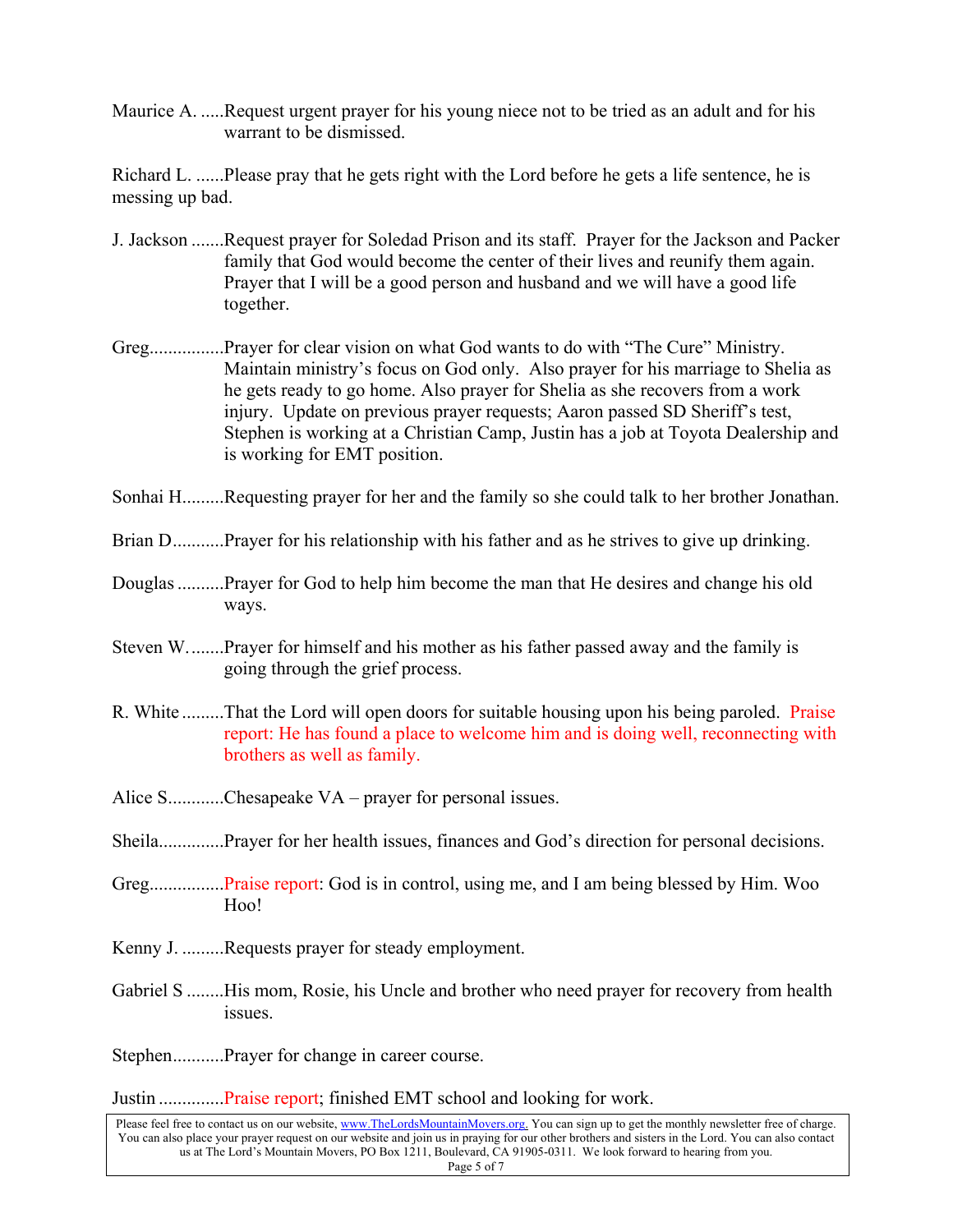Maurice A. .....Request urgent prayer for his young niece not to be tried as an adult and for his warrant to be dismissed.

Richard L. ......Please pray that he gets right with the Lord before he gets a life sentence, he is messing up bad.

J. Jackson .......Request prayer for Soledad Prison and its staff. Prayer for the Jackson and Packer family that God would become the center of their lives and reunify them again. Prayer that I will be a good person and husband and we will have a good life together.

Greg................Prayer for clear vision on what God wants to do with "The Cure" Ministry. Maintain ministry's focus on God only. Also prayer for his marriage to Shelia as he gets ready to go home. Also prayer for Shelia as she recovers from a work injury. Update on previous prayer requests; Aaron passed SD Sheriff's test, Stephen is working at a Christian Camp, Justin has a job at Toyota Dealership and is working for EMT position.

Sonhai H.........Requesting prayer for her and the family so she could talk to her brother Jonathan.

Brian D...........Prayer for his relationship with his father and as he strives to give up drinking.

Douglas ..........Prayer for God to help him become the man that He desires and change his old ways.

Steven W.........Prayer for himself and his mother as his father passed away and the family is going through the grief process.

R. White .........That the Lord will open doors for suitable housing upon his being paroled. Praise report: He has found a place to welcome him and is doing well, reconnecting with brothers as well as family.

Alice S............Chesapeake VA – prayer for personal issues.

Sheila..............Prayer for her health issues, finances and God's direction for personal decisions.

Greg................Praise report: God is in control, using me, and I am being blessed by Him. Woo Hoo!

Kenny J. .........Requests prayer for steady employment.

Gabriel S ........His mom, Rosie, his Uncle and brother who need prayer for recovery from health issues.

Stephen...........Prayer for change in career course.

Justin ..............Praise report; finished EMT school and looking for work.

Please feel free to contact us on our website, www.TheLordsMountainMovers.org. You can sign up to get the monthly newsletter free of charge. You can also place your prayer request on our website and join us in praying for our other brothers and sisters in the Lord. You can also contact us at The Lord's Mountain Movers, PO Box 1211, Boulevard, CA 91905-0311. We look forward to hearing from you.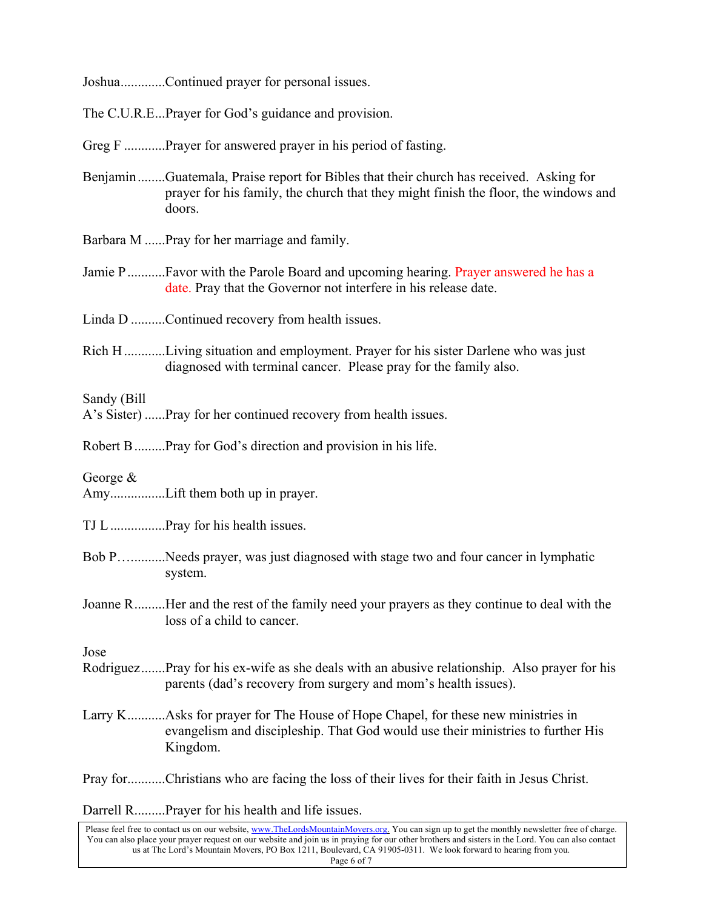Joshua............Continued prayer for personal issues.

The C.U.R.E...Prayer for God's guidance and provision.

Greg F ............Prayer for answered prayer in his period of fasting.

Benjamin........Guatemala, Praise report for Bibles that their church has received. Asking for prayer for his family, the church that they might finish the floor, the windows and doors.

Barbara M ......Pray for her marriage and family.

Jamie P ...........Favor with the Parole Board and upcoming hearing. Prayer answered he has a date. Pray that the Governor not interfere in his release date.

Linda D ..........Continued recovery from health issues.

Rich H ............Living situation and employment. Prayer for his sister Darlene who was just diagnosed with terminal cancer. Please pray for the family also.

Sandy (Bill A's Sister) ......Pray for her continued recovery from health issues.

Robert B .........Pray for God's direction and provision in his life.

George & Amy................Lift them both up in prayer.

TJ L ................Pray for his health issues.

Bob P…..........Needs prayer, was just diagnosed with stage two and four cancer in lymphatic system.

Joanne R.........Her and the rest of the family need your prayers as they continue to deal with the loss of a child to cancer.

Jose Rodriguez.......Pray for his ex-wife as she deals with an abusive relationship. Also prayer for his parents (dad's recovery from surgery and mom's health issues).

Larry K...........Asks for prayer for The House of Hope Chapel, for these new ministries in evangelism and discipleship. That God would use their ministries to further His Kingdom.

Pray for...........Christians who are facing the loss of their lives for their faith in Jesus Christ.

Darrell R.........Prayer for his health and life issues.

Please feel free to contact us on our website, www.TheLordsMountainMovers.org. You can sign up to get the monthly newsletter free of charge. You can also place your prayer request on our website and join us in praying for our other brothers and sisters in the Lord. You can also contact us at The Lord's Mountain Movers, PO Box 1211, Boulevard, CA 91905-0311. We look forward to hearing from you.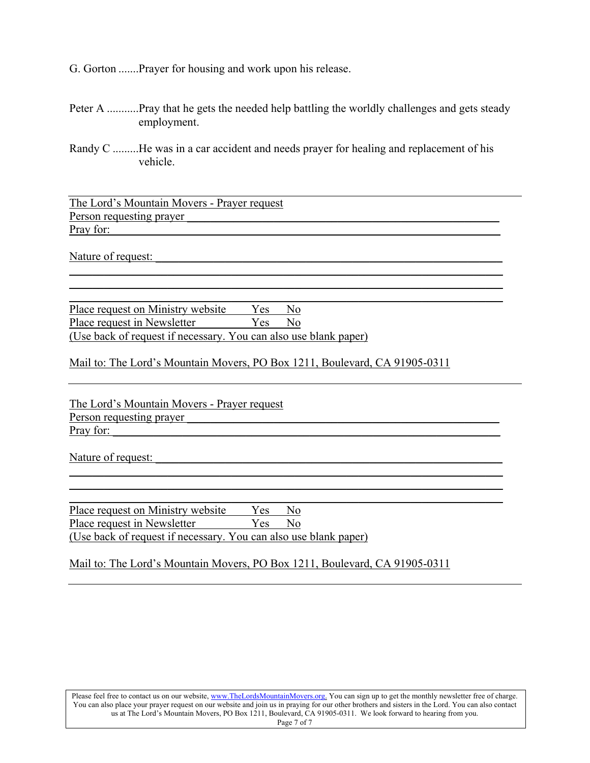G. Gorton .......Prayer for housing and work upon his release.

Peter A ...........Pray that he gets the needed help battling the worldly challenges and gets steady employment.

Randy C .........He was in a car accident and needs prayer for healing and replacement of his vehicle.

---

The Lord's Mountain Movers - Prayer request
Person requesting prayer ___________________________________________
Pray for: ___________________________________________________

Nature of request: ______________________________________________
_____________________________________________________________
_____________________________________________________________
_____________________________________________________________

Place request on Ministry website     Yes     No
Place request in Newsletter     Yes     No
(Use back of request if necessary. You can also use blank paper)

Mail to: The Lord's Mountain Movers, PO Box 1211, Boulevard, CA 91905-0311

---

The Lord's Mountain Movers - Prayer request
Person requesting prayer ___________________________________________
Pray for: ___________________________________________________

Nature of request: ______________________________________________
_____________________________________________________________
_____________________________________________________________
_____________________________________________________________

Place request on Ministry website     Yes     No
Place request in Newsletter     Yes     No
(Use back of request if necessary. You can also use blank paper)

Mail to: The Lord's Mountain Movers, PO Box 1211, Boulevard, CA 91905-0311

---

Please feel free to contact us on our website, www.TheLordsMountainMovers.org. You can sign up to get the monthly newsletter free of charge. You can also place your prayer request on our website and join us in praying for our other brothers and sisters in the Lord. You can also contact us at The Lord's Mountain Movers, PO Box 1211, Boulevard, CA 91905-0311. We look forward to hearing from you.